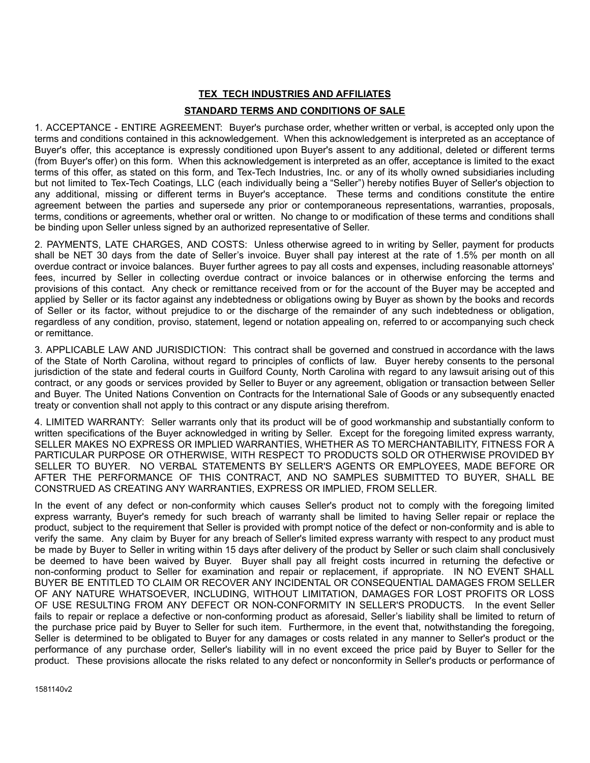**TEX TECH INDUSTRIES AND AFFILIATES**

**STANDARD TERMS AND CONDITIONS OF SALE**

1. ACCEPTANCE - ENTIRE AGREEMENT: Buyer's purchase order, whether written or verbal, is accepted only upon the terms and conditions contained in this acknowledgement. When this acknowledgement is interpreted as an acceptance of Buyer's offer, this acceptance is expressly conditioned upon Buyer's assent to any additional, deleted or different terms (from Buyer's offer) on this form. When this acknowledgement is interpreted as an offer, acceptance is limited to the exact terms of this offer, as stated on this form, and Tex-Tech Industries, Inc. or any of its wholly owned subsidiaries including but not limited to Tex-Tech Coatings, LLC (each individually being a "Seller") hereby notifies Buyer of Seller's objection to any additional, missing or different terms in Buyer's acceptance. These terms and conditions constitute the entire agreement between the parties and supersede any prior or contemporaneous representations, warranties, proposals, terms, conditions or agreements, whether oral or written. No change to or modification of these terms and conditions shall be binding upon Seller unless signed by an authorized representative of Seller.

2. PAYMENTS, LATE CHARGES, AND COSTS: Unless otherwise agreed to in writing by Seller, payment for products shall be NET 30 days from the date of Seller's invoice. Buyer shall pay interest at the rate of 1.5% per month on all overdue contract or invoice balances. Buyer further agrees to pay all costs and expenses, including reasonable attorneys' fees, incurred by Seller in collecting overdue contract or invoice balances or in otherwise enforcing the terms and provisions of this contact. Any check or remittance received from or for the account of the Buyer may be accepted and applied by Seller or its factor against any indebtedness or obligations owing by Buyer as shown by the books and records of Seller or its factor, without prejudice to or the discharge of the remainder of any such indebtedness or obligation, regardless of any condition, proviso, statement, legend or notation appealing on, referred to or accompanying such check or remittance.

3. APPLICABLE LAW AND JURISDICTION: This contract shall be governed and construed in accordance with the laws of the State of North Carolina, without regard to principles of conflicts of law. Buyer hereby consents to the personal jurisdiction of the state and federal courts in Guilford County, North Carolina with regard to any lawsuit arising out of this contract, or any goods or services provided by Seller to Buyer or any agreement, obligation or transaction between Seller and Buyer. The United Nations Convention on Contracts for the International Sale of Goods or any subsequently enacted treaty or convention shall not apply to this contract or any dispute arising therefrom.

4. LIMITED WARRANTY: Seller warrants only that its product will be of good workmanship and substantially conform to written specifications of the Buyer acknowledged in writing by Seller. Except for the foregoing limited express warranty, SELLER MAKES NO EXPRESS OR IMPLIED WARRANTIES, WHETHER AS TO MERCHANTABILITY, FITNESS FOR A PARTICULAR PURPOSE OR OTHERWISE, WITH RESPECT TO PRODUCTS SOLD OR OTHERWISE PROVIDED BY SELLER TO BUYER. NO VERBAL STATEMENTS BY SELLER'S AGENTS OR EMPLOYEES, MADE BEFORE OR AFTER THE PERFORMANCE OF THIS CONTRACT, AND NO SAMPLES SUBMITTED TO BUYER, SHALL BE CONSTRUED AS CREATING ANY WARRANTIES, EXPRESS OR IMPLIED, FROM SELLER.

In the event of any defect or non-conformity which causes Seller's product not to comply with the foregoing limited express warranty, Buyer's remedy for such breach of warranty shall be limited to having Seller repair or replace the product, subject to the requirement that Seller is provided with prompt notice of the defect or non-conformity and is able to verify the same. Any claim by Buyer for any breach of Seller's limited express warranty with respect to any product must be made by Buyer to Seller in writing within 15 days after delivery of the product by Seller or such claim shall conclusively be deemed to have been waived by Buyer. Buyer shall pay all freight costs incurred in returning the defective or non-conforming product to Seller for examination and repair or replacement, if appropriate. IN NO EVENT SHALL BUYER BE ENTITLED TO CLAIM OR RECOVER ANY INCIDENTAL OR CONSEQUENTIAL DAMAGES FROM SELLER OF ANY NATURE WHATSOEVER, INCLUDING, WITHOUT LIMITATION, DAMAGES FOR LOST PROFITS OR LOSS OF USE RESULTING FROM ANY DEFECT OR NON-CONFORMITY IN SELLER'S PRODUCTS. In the event Seller fails to repair or replace a defective or non-conforming product as aforesaid, Seller's liability shall be limited to return of the purchase price paid by Buyer to Seller for such item. Furthermore, in the event that, notwithstanding the foregoing, Seller is determined to be obligated to Buyer for any damages or costs related in any manner to Seller's product or the performance of any purchase order, Seller's liability will in no event exceed the price paid by Buyer to Seller for the product. These provisions allocate the risks related to any defect or nonconformity in Seller's products or performance of

1581140v2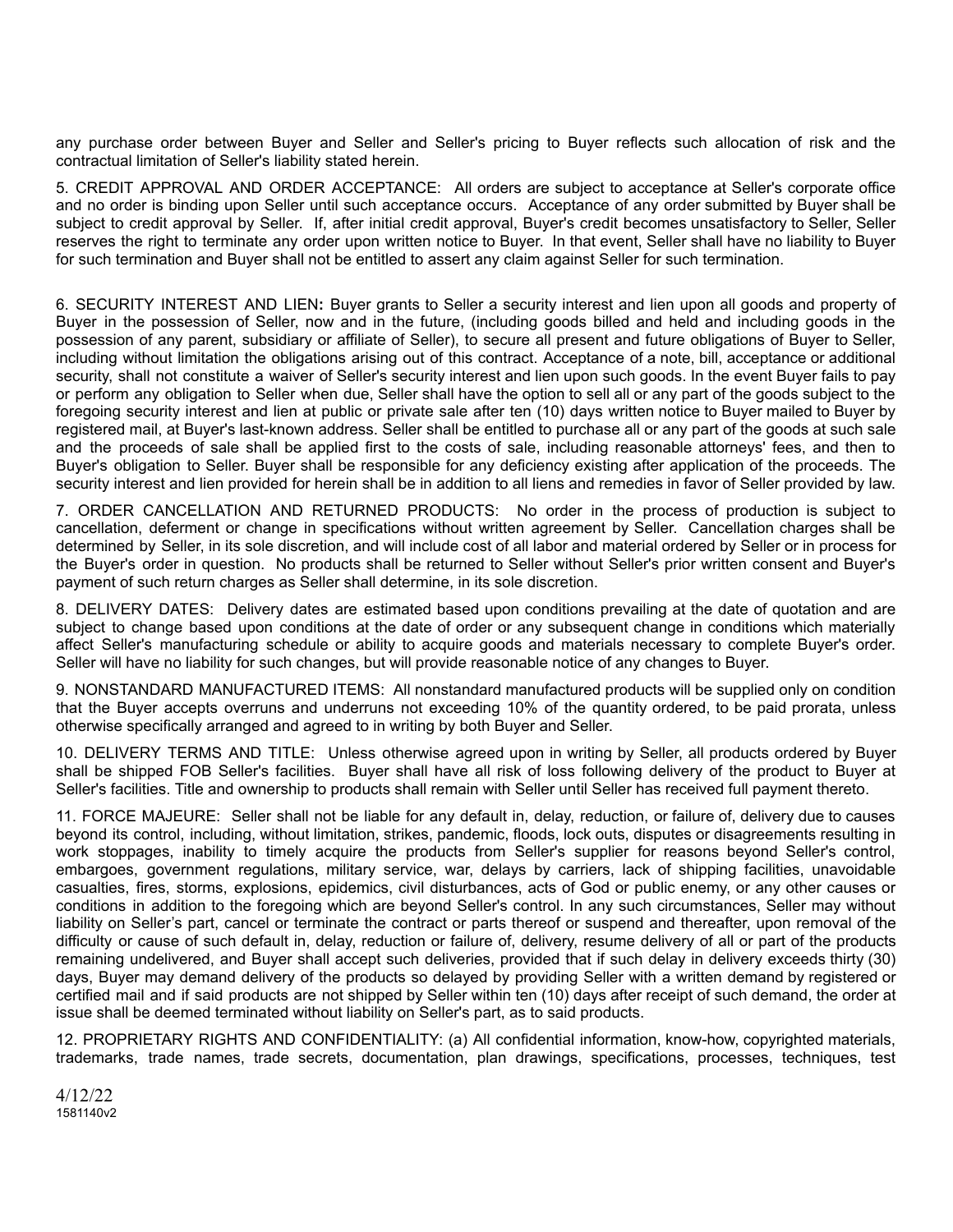any purchase order between Buyer and Seller and Seller's pricing to Buyer reflects such allocation of risk and the contractual limitation of Seller's liability stated herein.

5. CREDIT APPROVAL AND ORDER ACCEPTANCE: All orders are subject to acceptance at Seller's corporate office and no order is binding upon Seller until such acceptance occurs. Acceptance of any order submitted by Buyer shall be subject to credit approval by Seller. If, after initial credit approval, Buyer's credit becomes unsatisfactory to Seller, Seller reserves the right to terminate any order upon written notice to Buyer. In that event, Seller shall have no liability to Buyer for such termination and Buyer shall not be entitled to assert any claim against Seller for such termination.

6. SECURITY INTEREST AND LIEN**:** Buyer grants to Seller a security interest and lien upon all goods and property of Buyer in the possession of Seller, now and in the future, (including goods billed and held and including goods in the possession of any parent, subsidiary or affiliate of Seller), to secure all present and future obligations of Buyer to Seller, including without limitation the obligations arising out of this contract. Acceptance of a note, bill, acceptance or additional security, shall not constitute a waiver of Seller's security interest and lien upon such goods. In the event Buyer fails to pay or perform any obligation to Seller when due, Seller shall have the option to sell all or any part of the goods subject to the foregoing security interest and lien at public or private sale after ten (10) days written notice to Buyer mailed to Buyer by registered mail, at Buyer's last-known address. Seller shall be entitled to purchase all or any part of the goods at such sale and the proceeds of sale shall be applied first to the costs of sale, including reasonable attorneys' fees, and then to Buyer's obligation to Seller. Buyer shall be responsible for any deficiency existing after application of the proceeds. The security interest and lien provided for herein shall be in addition to all liens and remedies in favor of Seller provided by law.

7. ORDER CANCELLATION AND RETURNED PRODUCTS: No order in the process of production is subject to cancellation, deferment or change in specifications without written agreement by Seller. Cancellation charges shall be determined by Seller, in its sole discretion, and will include cost of all labor and material ordered by Seller or in process for the Buyer's order in question. No products shall be returned to Seller without Seller's prior written consent and Buyer's payment of such return charges as Seller shall determine, in its sole discretion.

8. DELIVERY DATES: Delivery dates are estimated based upon conditions prevailing at the date of quotation and are subject to change based upon conditions at the date of order or any subsequent change in conditions which materially affect Seller's manufacturing schedule or ability to acquire goods and materials necessary to complete Buyer's order. Seller will have no liability for such changes, but will provide reasonable notice of any changes to Buyer.

9. NONSTANDARD MANUFACTURED ITEMS: All nonstandard manufactured products will be supplied only on condition that the Buyer accepts overruns and underruns not exceeding 10% of the quantity ordered, to be paid prorata, unless otherwise specifically arranged and agreed to in writing by both Buyer and Seller.

10. DELIVERY TERMS AND TITLE: Unless otherwise agreed upon in writing by Seller, all products ordered by Buyer shall be shipped FOB Seller's facilities. Buyer shall have all risk of loss following delivery of the product to Buyer at Seller's facilities. Title and ownership to products shall remain with Seller until Seller has received full payment thereto.

11. FORCE MAJEURE: Seller shall not be liable for any default in, delay, reduction, or failure of, delivery due to causes beyond its control, including, without limitation, strikes, pandemic, floods, lock outs, disputes or disagreements resulting in work stoppages, inability to timely acquire the products from Seller's supplier for reasons beyond Seller's control, embargoes, government regulations, military service, war, delays by carriers, lack of shipping facilities, unavoidable casualties, fires, storms, explosions, epidemics, civil disturbances, acts of God or public enemy, or any other causes or conditions in addition to the foregoing which are beyond Seller's control. In any such circumstances, Seller may without liability on Seller's part, cancel or terminate the contract or parts thereof or suspend and thereafter, upon removal of the difficulty or cause of such default in, delay, reduction or failure of, delivery, resume delivery of all or part of the products remaining undelivered, and Buyer shall accept such deliveries, provided that if such delay in delivery exceeds thirty (30) days, Buyer may demand delivery of the products so delayed by providing Seller with a written demand by registered or certified mail and if said products are not shipped by Seller within ten (10) days after receipt of such demand, the order at issue shall be deemed terminated without liability on Seller's part, as to said products.

12. PROPRIETARY RIGHTS AND CONFIDENTIALITY: (a) All confidential information, know-how, copyrighted materials, trademarks, trade names, trade secrets, documentation, plan drawings, specifications, processes, techniques, test

4/12/22
1581140v2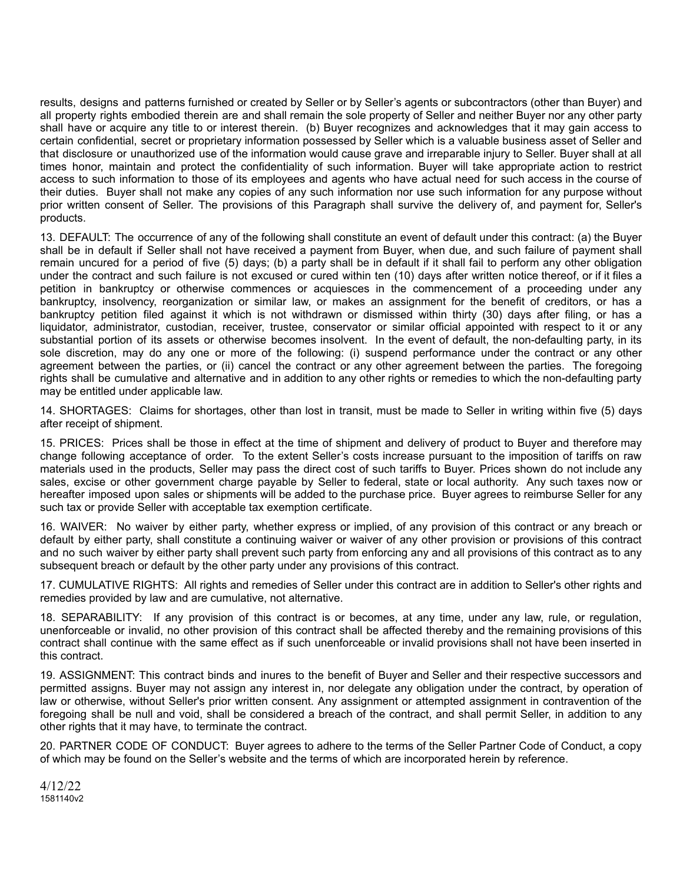results, designs and patterns furnished or created by Seller or by Seller's agents or subcontractors (other than Buyer) and all property rights embodied therein are and shall remain the sole property of Seller and neither Buyer nor any other party shall have or acquire any title to or interest therein. (b) Buyer recognizes and acknowledges that it may gain access to certain confidential, secret or proprietary information possessed by Seller which is a valuable business asset of Seller and that disclosure or unauthorized use of the information would cause grave and irreparable injury to Seller. Buyer shall at all times honor, maintain and protect the confidentiality of such information. Buyer will take appropriate action to restrict access to such information to those of its employees and agents who have actual need for such access in the course of their duties. Buyer shall not make any copies of any such information nor use such information for any purpose without prior written consent of Seller. The provisions of this Paragraph shall survive the delivery of, and payment for, Seller's products.

13. DEFAULT: The occurrence of any of the following shall constitute an event of default under this contract: (a) the Buyer shall be in default if Seller shall not have received a payment from Buyer, when due, and such failure of payment shall remain uncured for a period of five (5) days; (b) a party shall be in default if it shall fail to perform any other obligation under the contract and such failure is not excused or cured within ten (10) days after written notice thereof, or if it files a petition in bankruptcy or otherwise commences or acquiesces in the commencement of a proceeding under any bankruptcy, insolvency, reorganization or similar law, or makes an assignment for the benefit of creditors, or has a bankruptcy petition filed against it which is not withdrawn or dismissed within thirty (30) days after filing, or has a liquidator, administrator, custodian, receiver, trustee, conservator or similar official appointed with respect to it or any substantial portion of its assets or otherwise becomes insolvent. In the event of default, the non-defaulting party, in its sole discretion, may do any one or more of the following: (i) suspend performance under the contract or any other agreement between the parties, or (ii) cancel the contract or any other agreement between the parties. The foregoing rights shall be cumulative and alternative and in addition to any other rights or remedies to which the non-defaulting party may be entitled under applicable law.

14. SHORTAGES: Claims for shortages, other than lost in transit, must be made to Seller in writing within five (5) days after receipt of shipment.

15. PRICES: Prices shall be those in effect at the time of shipment and delivery of product to Buyer and therefore may change following acceptance of order. To the extent Seller's costs increase pursuant to the imposition of tariffs on raw materials used in the products, Seller may pass the direct cost of such tariffs to Buyer. Prices shown do not include any sales, excise or other government charge payable by Seller to federal, state or local authority. Any such taxes now or hereafter imposed upon sales or shipments will be added to the purchase price. Buyer agrees to reimburse Seller for any such tax or provide Seller with acceptable tax exemption certificate.

16. WAIVER: No waiver by either party, whether express or implied, of any provision of this contract or any breach or default by either party, shall constitute a continuing waiver or waiver of any other provision or provisions of this contract and no such waiver by either party shall prevent such party from enforcing any and all provisions of this contract as to any subsequent breach or default by the other party under any provisions of this contract.

17. CUMULATIVE RIGHTS: All rights and remedies of Seller under this contract are in addition to Seller's other rights and remedies provided by law and are cumulative, not alternative.

18. SEPARABILITY: If any provision of this contract is or becomes, at any time, under any law, rule, or regulation, unenforceable or invalid, no other provision of this contract shall be affected thereby and the remaining provisions of this contract shall continue with the same effect as if such unenforceable or invalid provisions shall not have been inserted in this contract.

19. ASSIGNMENT: This contract binds and inures to the benefit of Buyer and Seller and their respective successors and permitted assigns. Buyer may not assign any interest in, nor delegate any obligation under the contract, by operation of law or otherwise, without Seller's prior written consent. Any assignment or attempted assignment in contravention of the foregoing shall be null and void, shall be considered a breach of the contract, and shall permit Seller, in addition to any other rights that it may have, to terminate the contract.

20. PARTNER CODE OF CONDUCT: Buyer agrees to adhere to the terms of the Seller Partner Code of Conduct, a copy of which may be found on the Seller's website and the terms of which are incorporated herein by reference.

4/12/22
1581140v2